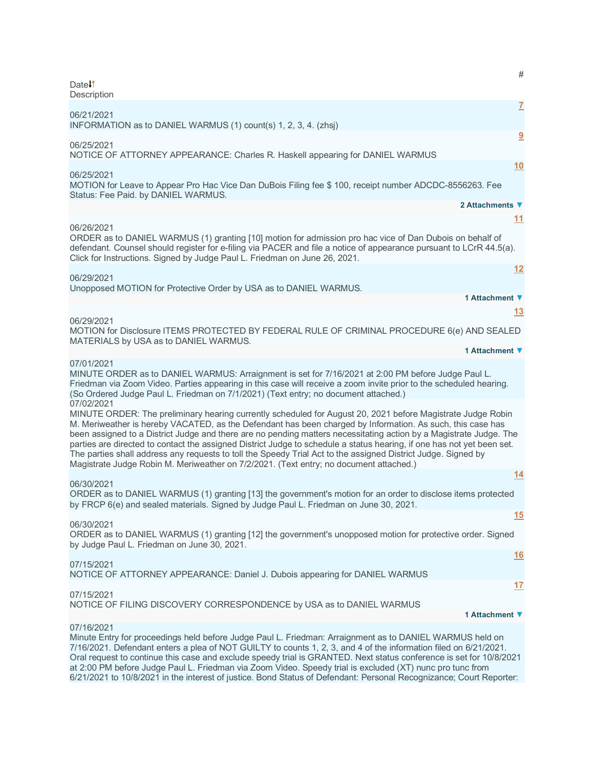| Date | # | Description |
|---|---|---|
| 06/21/2021 | 7 | INFORMATION as to DANIEL WARMUS (1) count(s) 1, 2, 3, 4. (zhsj) |
| 06/25/2021 | 9 | NOTICE OF ATTORNEY APPEARANCE: Charles R. Haskell appearing for DANIEL WARMUS |
| 06/25/2021 | 10 | MOTION for Leave to Appear Pro Hac Vice Dan DuBois Filing fee $ 100, receipt number ADCDC-8556263. Fee Status: Fee Paid. by DANIEL WARMUS. 2 Attachments |
| 06/26/2021 | 11 | ORDER as to DANIEL WARMUS (1) granting [10] motion for admission pro hac vice of Dan Dubois on behalf of defendant. Counsel should register for e-filing via PACER and file a notice of appearance pursuant to LCrR 44.5(a). Click for Instructions. Signed by Judge Paul L. Friedman on June 26, 2021. |
| 06/29/2021 | 12 | Unopposed MOTION for Protective Order by USA as to DANIEL WARMUS. 1 Attachment |
| 06/29/2021 | 13 | MOTION for Disclosure ITEMS PROTECTED BY FEDERAL RULE OF CRIMINAL PROCEDURE 6(e) AND SEALED MATERIALS by USA as to DANIEL WARMUS. 1 Attachment |
| 07/01/2021 | | MINUTE ORDER as to DANIEL WARMUS: Arraignment is set for 7/16/2021 at 2:00 PM before Judge Paul L. Friedman via Zoom Video. Parties appearing in this case will receive a zoom invite prior to the scheduled hearing. (So Ordered Judge Paul L. Friedman on 7/1/2021) (Text entry; no document attached.) |
| 07/02/2021 | | MINUTE ORDER: The preliminary hearing currently scheduled for August 20, 2021 before Magistrate Judge Robin M. Meriweather is hereby VACATED, as the Defendant has been charged by Information. As such, this case has been assigned to a District Judge and there are no pending matters necessitating action by a Magistrate Judge. The parties are directed to contact the assigned District Judge to schedule a status hearing, if one has not yet been set. The parties shall address any requests to toll the Speedy Trial Act to the assigned District Judge. Signed by Magistrate Judge Robin M. Meriweather on 7/2/2021. (Text entry; no document attached.) |
| 06/30/2021 | 14 | ORDER as to DANIEL WARMUS (1) granting [13] the government's motion for an order to disclose items protected by FRCP 6(e) and sealed materials. Signed by Judge Paul L. Friedman on June 30, 2021. |
| 06/30/2021 | 15 | ORDER as to DANIEL WARMUS (1) granting [12] the government's unopposed motion for protective order. Signed by Judge Paul L. Friedman on June 30, 2021. |
| 07/15/2021 | 16 | NOTICE OF ATTORNEY APPEARANCE: Daniel J. Dubois appearing for DANIEL WARMUS |
| 07/15/2021 | 17 | NOTICE OF FILING DISCOVERY CORRESPONDENCE by USA as to DANIEL WARMUS 1 Attachment |
| 07/16/2021 | | Minute Entry for proceedings held before Judge Paul L. Friedman: Arraignment as to DANIEL WARMUS held on 7/16/2021. Defendant enters a plea of NOT GUILTY to counts 1, 2, 3, and 4 of the information filed on 6/21/2021. Oral request to continue this case and exclude speedy trial is GRANTED. Next status conference is set for 10/8/2021 at 2:00 PM before Judge Paul L. Friedman via Zoom Video. Speedy trial is excluded (XT) nunc pro tunc from 6/21/2021 to 10/8/2021 in the interest of justice. Bond Status of Defendant: Personal Recognizance; Court Reporter: |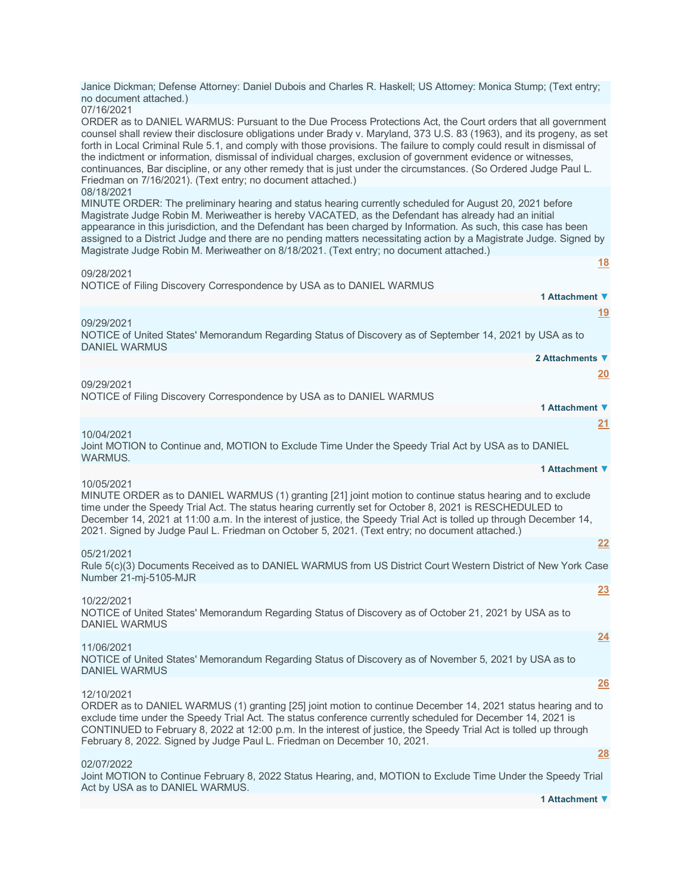Janice Dickman; Defense Attorney: Daniel Dubois and Charles R. Haskell; US Attorney: Monica Stump; (Text entry; no document attached.)

07/16/2021

ORDER as to DANIEL WARMUS: Pursuant to the Due Process Protections Act, the Court orders that all government counsel shall review their disclosure obligations under Brady v. Maryland, 373 U.S. 83 (1963), and its progeny, as set forth in Local Criminal Rule 5.1, and comply with those provisions. The failure to comply could result in dismissal of the indictment or information, dismissal of individual charges, exclusion of government evidence or witnesses, continuances, Bar discipline, or any other remedy that is just under the circumstances. (So Ordered Judge Paul L. Friedman on 7/16/2021). (Text entry; no document attached.)

08/18/2021

MINUTE ORDER: The preliminary hearing and status hearing currently scheduled for August 20, 2021 before Magistrate Judge Robin M. Meriweather is hereby VACATED, as the Defendant has already had an initial appearance in this jurisdiction, and the Defendant has been charged by Information. As such, this case has been assigned to a District Judge and there are no pending matters necessitating action by a Magistrate Judge. Signed by Magistrate Judge Robin M. Meriweather on 8/18/2021. (Text entry; no document attached.)

18

09/28/2021

NOTICE of Filing Discovery Correspondence by USA as to DANIEL WARMUS

1 Attachment ▼

19

09/29/2021

NOTICE of United States' Memorandum Regarding Status of Discovery as of September 14, 2021 by USA as to DANIEL WARMUS

2 Attachments ▼

20

09/29/2021

NOTICE of Filing Discovery Correspondence by USA as to DANIEL WARMUS

1 Attachment ▼

21

10/04/2021

Joint MOTION to Continue and, MOTION to Exclude Time Under the Speedy Trial Act by USA as to DANIEL WARMUS.

1 Attachment ▼

10/05/2021

MINUTE ORDER as to DANIEL WARMUS (1) granting [21] joint motion to continue status hearing and to exclude time under the Speedy Trial Act. The status hearing currently set for October 8, 2021 is RESCHEDULED to December 14, 2021 at 11:00 a.m. In the interest of justice, the Speedy Trial Act is tolled up through December 14, 2021. Signed by Judge Paul L. Friedman on October 5, 2021. (Text entry; no document attached.)

22

05/21/2021

Rule 5(c)(3) Documents Received as to DANIEL WARMUS from US District Court Western District of New York Case Number 21-mj-5105-MJR

23

10/22/2021

NOTICE of United States' Memorandum Regarding Status of Discovery as of October 21, 2021 by USA as to DANIEL WARMUS

24

11/06/2021

NOTICE of United States' Memorandum Regarding Status of Discovery as of November 5, 2021 by USA as to DANIEL WARMUS

26

12/10/2021

ORDER as to DANIEL WARMUS (1) granting [25] joint motion to continue December 14, 2021 status hearing and to exclude time under the Speedy Trial Act. The status conference currently scheduled for December 14, 2021 is CONTINUED to February 8, 2022 at 12:00 p.m. In the interest of justice, the Speedy Trial Act is tolled up through February 8, 2022. Signed by Judge Paul L. Friedman on December 10, 2021.

28

02/07/2022

Joint MOTION to Continue February 8, 2022 Status Hearing, and, MOTION to Exclude Time Under the Speedy Trial Act by USA as to DANIEL WARMUS.

1 Attachment ▼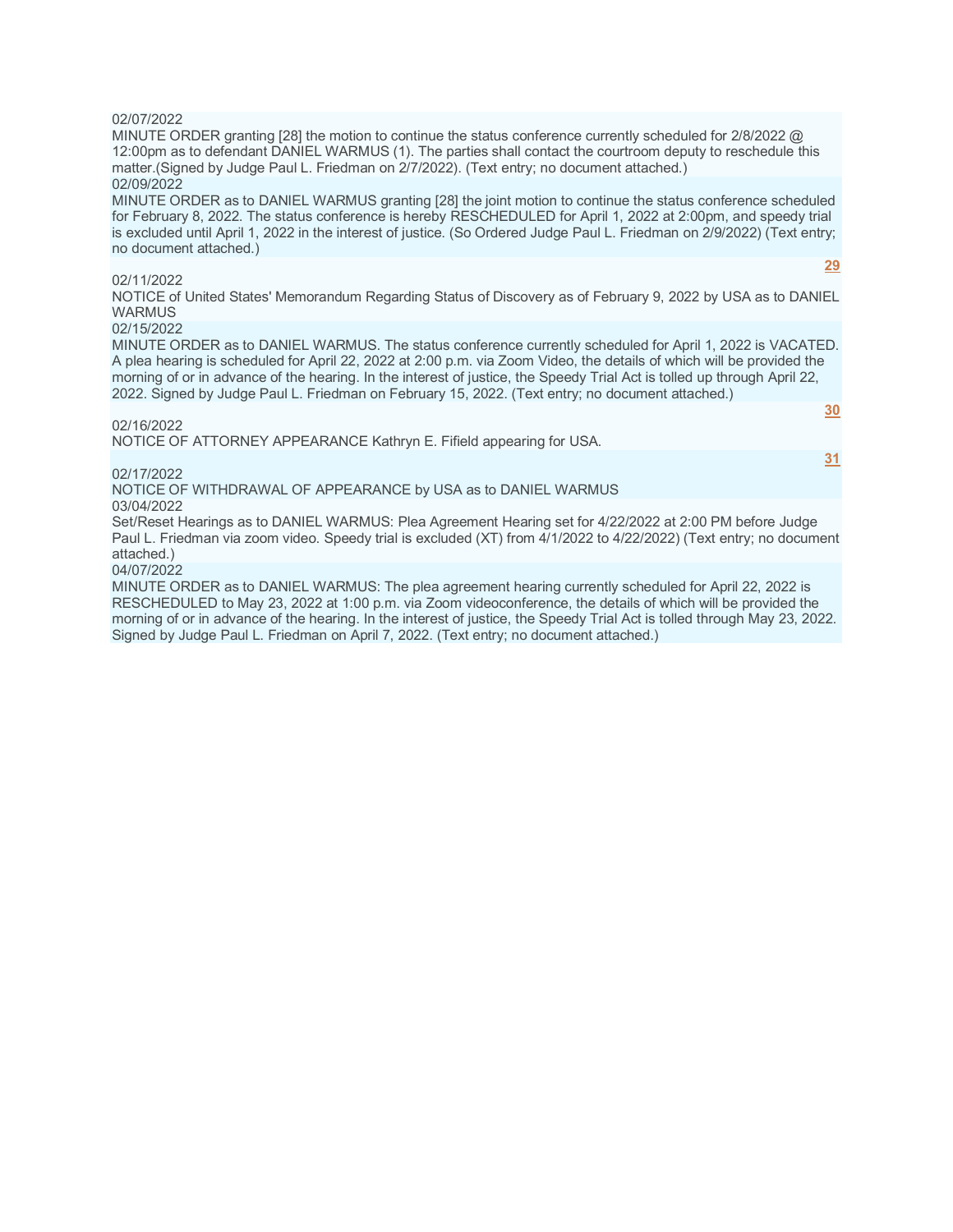02/07/2022

MINUTE ORDER granting [28] the motion to continue the status conference currently scheduled for 2/8/2022 @ 12:00pm as to defendant DANIEL WARMUS (1). The parties shall contact the courtroom deputy to reschedule this matter.(Signed by Judge Paul L. Friedman on 2/7/2022). (Text entry; no document attached.)

02/09/2022

MINUTE ORDER as to DANIEL WARMUS granting [28] the joint motion to continue the status conference scheduled for February 8, 2022. The status conference is hereby RESCHEDULED for April 1, 2022 at 2:00pm, and speedy trial is excluded until April 1, 2022 in the interest of justice. (So Ordered Judge Paul L. Friedman on 2/9/2022) (Text entry; no document attached.)

**29**

02/11/2022

NOTICE of United States' Memorandum Regarding Status of Discovery as of February 9, 2022 by USA as to DANIEL WARMUS

02/15/2022

MINUTE ORDER as to DANIEL WARMUS. The status conference currently scheduled for April 1, 2022 is VACATED. A plea hearing is scheduled for April 22, 2022 at 2:00 p.m. via Zoom Video, the details of which will be provided the morning of or in advance of the hearing. In the interest of justice, the Speedy Trial Act is tolled up through April 22, 2022. Signed by Judge Paul L. Friedman on February 15, 2022. (Text entry; no document attached.)

**30**

02/16/2022

NOTICE OF ATTORNEY APPEARANCE Kathryn E. Fifield appearing for USA.

**31**

02/17/2022

NOTICE OF WITHDRAWAL OF APPEARANCE by USA as to DANIEL WARMUS

03/04/2022

Set/Reset Hearings as to DANIEL WARMUS: Plea Agreement Hearing set for 4/22/2022 at 2:00 PM before Judge Paul L. Friedman via zoom video. Speedy trial is excluded (XT) from 4/1/2022 to 4/22/2022) (Text entry; no document attached.)

04/07/2022

MINUTE ORDER as to DANIEL WARMUS: The plea agreement hearing currently scheduled for April 22, 2022 is RESCHEDULED to May 23, 2022 at 1:00 p.m. via Zoom videoconference, the details of which will be provided the morning of or in advance of the hearing. In the interest of justice, the Speedy Trial Act is tolled through May 23, 2022. Signed by Judge Paul L. Friedman on April 7, 2022. (Text entry; no document attached.)